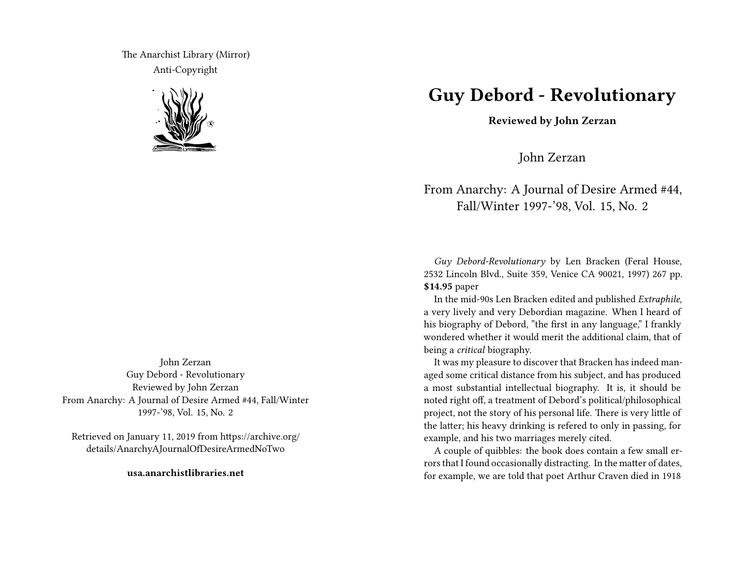The Anarchist Library (Mirror)

Anti-Copyright

John Zerzan
Guy Debord - Revolutionary
Reviewed by John Zerzan
From Anarchy: A Journal of Desire Armed #44, Fall/Winter 1997-'98, Vol. 15, No. 2

Retrieved on January 11, 2019 from https://archive.org/details/AnarchyAJournalOfDesireArmedNoTwo

**usa.anarchistlibraries.net**

# Guy Debord - Revolutionary

**Reviewed by John Zerzan**

John Zerzan

From Anarchy: A Journal of Desire Armed #44, Fall/Winter 1997-'98, Vol. 15, No. 2

*Guy Debord-Revolutionary* by Len Bracken (Feral House, 2532 Lincoln Blvd., Suite 359, Venice CA 90021, 1997) 267 pp. **$14.95** paper

In the mid-90s Len Bracken edited and published *Extraphile*, a very lively and very Debordian magazine. When I heard of his biography of Debord, "the first in any language," I frankly wondered whether it would merit the additional claim, that of being a *critical* biography.

It was my pleasure to discover that Bracken has indeed managed some critical distance from his subject, and has produced a most substantial intellectual biography. It is, it should be noted right off, a treatment of Debord's political/philosophical project, not the story of his personal life. There is very little of the latter; his heavy drinking is refered to only in passing, for example, and his two marriages merely cited.

A couple of quibbles: the book does contain a few small errors that I found occasionally distracting. In the matter of dates, for example, we are told that poet Arthur Craven died in 1918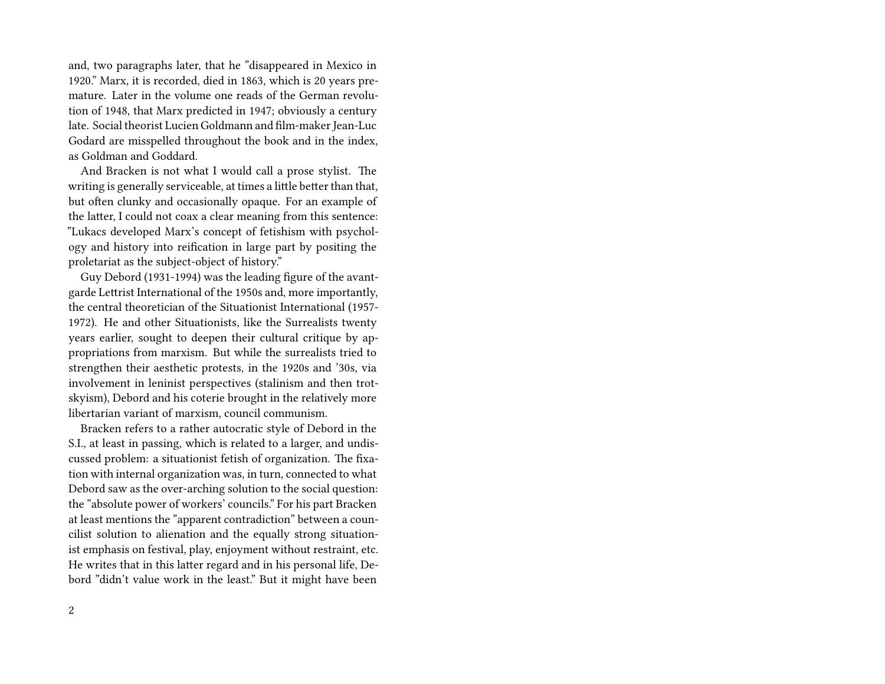and, two paragraphs later, that he "disappeared in Mexico in 1920." Marx, it is recorded, died in 1863, which is 20 years premature. Later in the volume one reads of the German revolution of 1948, that Marx predicted in 1947; obviously a century late. Social theorist Lucien Goldmann and film-maker Jean-Luc Godard are misspelled throughout the book and in the index, as Goldman and Goddard.

And Bracken is not what I would call a prose stylist. The writing is generally serviceable, at times a little better than that, but often clunky and occasionally opaque. For an example of the latter, I could not coax a clear meaning from this sentence: "Lukacs developed Marx's concept of fetishism with psychology and history into reification in large part by positing the proletariat as the subject-object of history."

Guy Debord (1931-1994) was the leading figure of the avant-garde Lettrist International of the 1950s and, more importantly, the central theoretician of the Situationist International (1957-1972). He and other Situationists, like the Surrealists twenty years earlier, sought to deepen their cultural critique by appropriations from marxism. But while the surrealists tried to strengthen their aesthetic protests, in the 1920s and '30s, via involvement in leninist perspectives (stalinism and then trotskyism), Debord and his coterie brought in the relatively more libertarian variant of marxism, council communism.

Bracken refers to a rather autocratic style of Debord in the S.I., at least in passing, which is related to a larger, and undiscussed problem: a situationist fetish of organization. The fixation with internal organization was, in turn, connected to what Debord saw as the over-arching solution to the social question: the "absolute power of workers' councils." For his part Bracken at least mentions the "apparent contradiction" between a councilist solution to alienation and the equally strong situationist emphasis on festival, play, enjoyment without restraint, etc. He writes that in this latter regard and in his personal life, Debord "didn't value work in the least." But it might have been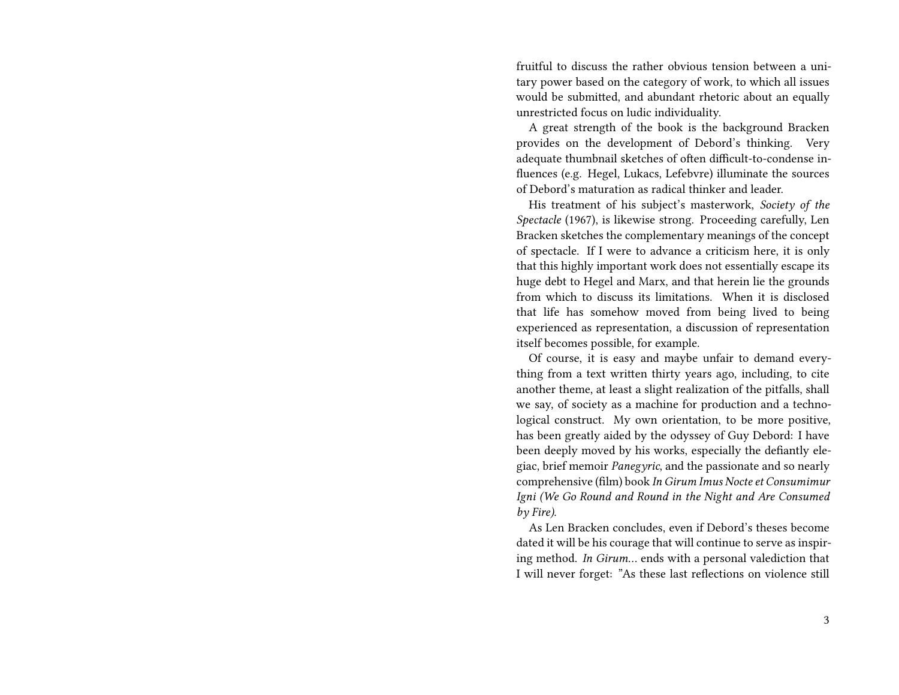fruitful to discuss the rather obvious tension between a unitary power based on the category of work, to which all issues would be submitted, and abundant rhetoric about an equally unrestricted focus on ludic individuality.

A great strength of the book is the background Bracken provides on the development of Debord's thinking. Very adequate thumbnail sketches of often difficult-to-condense influences (e.g. Hegel, Lukacs, Lefebvre) illuminate the sources of Debord's maturation as radical thinker and leader.

His treatment of his subject's masterwork, *Society of the Spectacle* (1967), is likewise strong. Proceeding carefully, Len Bracken sketches the complementary meanings of the concept of spectacle. If I were to advance a criticism here, it is only that this highly important work does not essentially escape its huge debt to Hegel and Marx, and that herein lie the grounds from which to discuss its limitations. When it is disclosed that life has somehow moved from being lived to being experienced as representation, a discussion of representation itself becomes possible, for example.

Of course, it is easy and maybe unfair to demand everything from a text written thirty years ago, including, to cite another theme, at least a slight realization of the pitfalls, shall we say, of society as a machine for production and a technological construct. My own orientation, to be more positive, has been greatly aided by the odyssey of Guy Debord: I have been deeply moved by his works, especially the defiantly elegiac, brief memoir *Panegyric*, and the passionate and so nearly comprehensive (film) book *In Girum Imus Nocte et Consumimur Igni (We Go Round and Round in the Night and Are Consumed by Fire).*

As Len Bracken concludes, even if Debord's theses become dated it will be his courage that will continue to serve as inspiring method. *In Girum…* ends with a personal valediction that I will never forget: "As these last reflections on violence still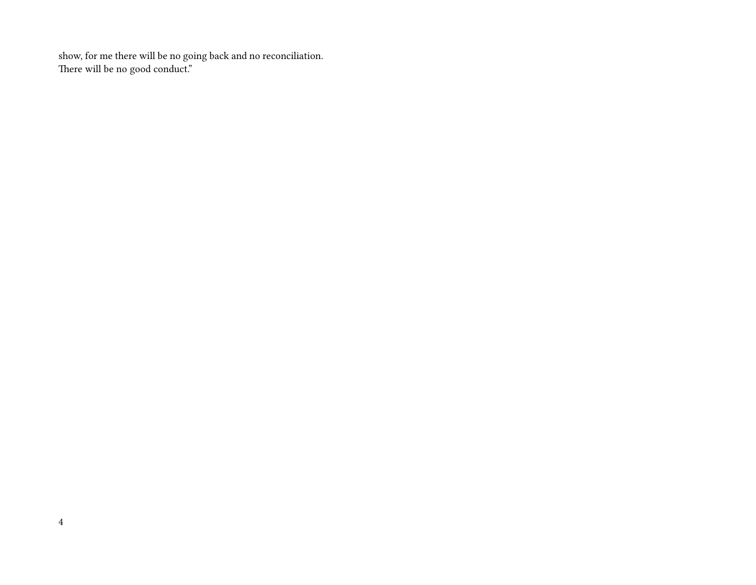show, for me there will be no going back and no reconciliation. There will be no good conduct.”